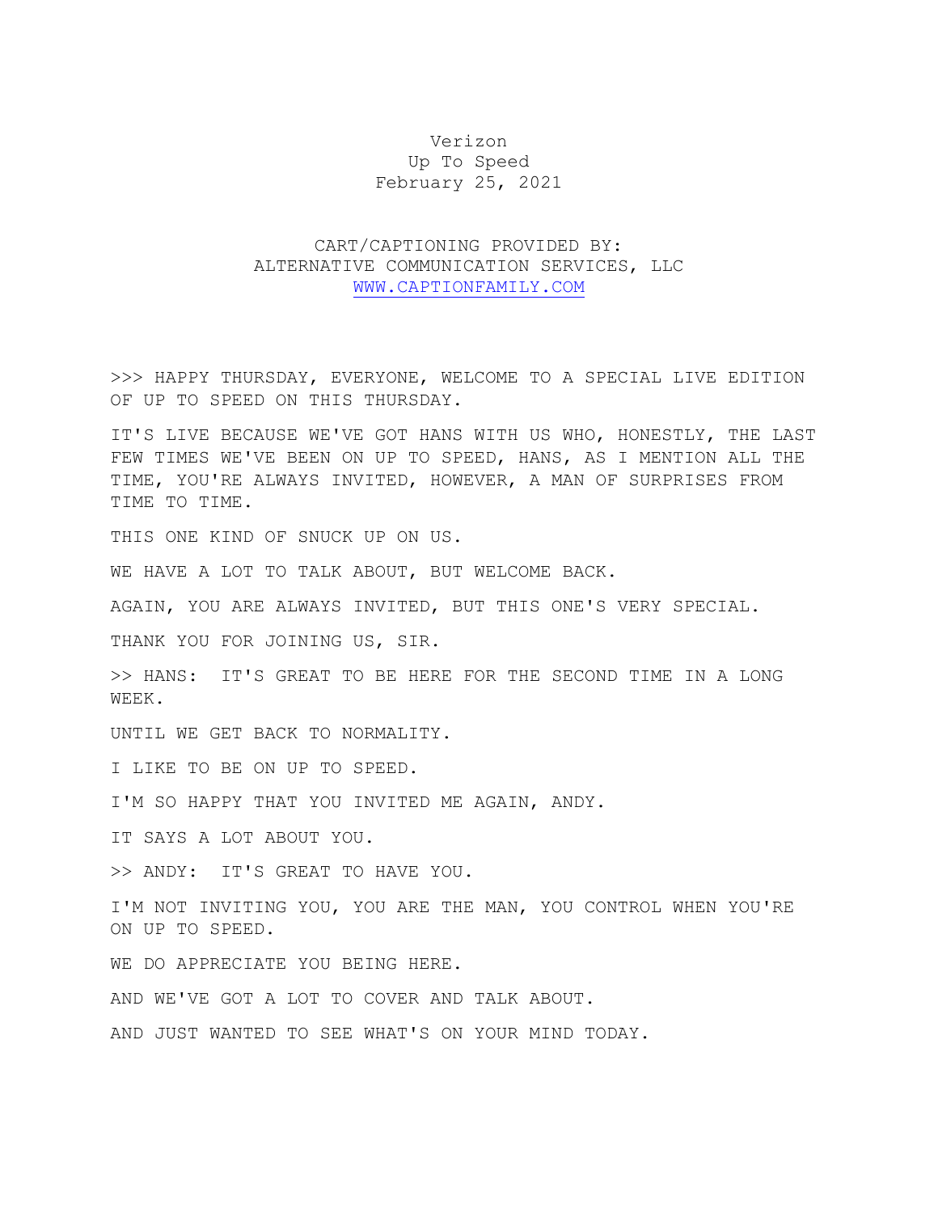Verizon
Up To Speed
February 25, 2021

CART/CAPTIONING PROVIDED BY:
ALTERNATIVE COMMUNICATION SERVICES, LLC
WWW.CAPTIONFAMILY.COM

>>> HAPPY THURSDAY, EVERYONE, WELCOME TO A SPECIAL LIVE EDITION OF UP TO SPEED ON THIS THURSDAY.

IT'S LIVE BECAUSE WE'VE GOT HANS WITH US WHO, HONESTLY, THE LAST FEW TIMES WE'VE BEEN ON UP TO SPEED, HANS, AS I MENTION ALL THE TIME, YOU'RE ALWAYS INVITED, HOWEVER, A MAN OF SURPRISES FROM TIME TO TIME.

THIS ONE KIND OF SNUCK UP ON US.

WE HAVE A LOT TO TALK ABOUT, BUT WELCOME BACK.

AGAIN, YOU ARE ALWAYS INVITED, BUT THIS ONE'S VERY SPECIAL.

THANK YOU FOR JOINING US, SIR.

>> HANS: IT'S GREAT TO BE HERE FOR THE SECOND TIME IN A LONG WEEK.

UNTIL WE GET BACK TO NORMALITY.

I LIKE TO BE ON UP TO SPEED.

I'M SO HAPPY THAT YOU INVITED ME AGAIN, ANDY.

IT SAYS A LOT ABOUT YOU.

>> ANDY: IT'S GREAT TO HAVE YOU.

I'M NOT INVITING YOU, YOU ARE THE MAN, YOU CONTROL WHEN YOU'RE ON UP TO SPEED.

WE DO APPRECIATE YOU BEING HERE.

AND WE'VE GOT A LOT TO COVER AND TALK ABOUT.

AND JUST WANTED TO SEE WHAT'S ON YOUR MIND TODAY.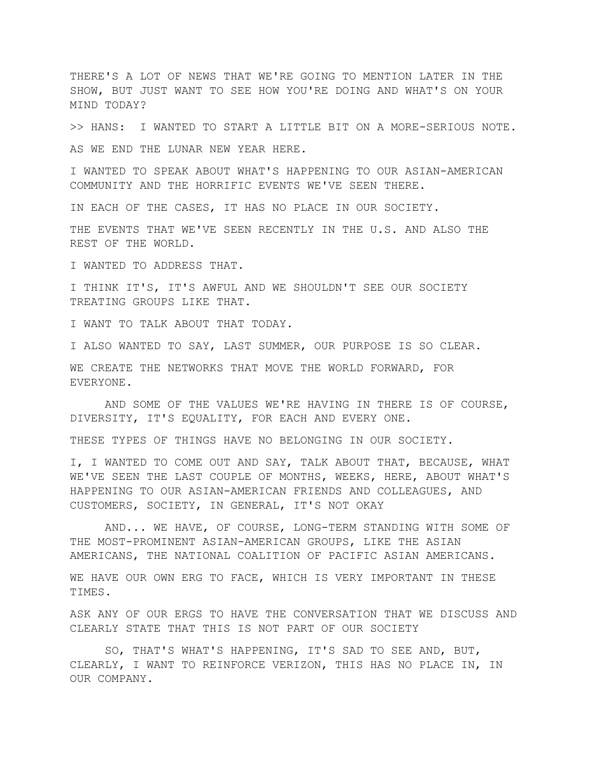THERE'S A LOT OF NEWS THAT WE'RE GOING TO MENTION LATER IN THE SHOW, BUT JUST WANT TO SEE HOW YOU'RE DOING AND WHAT'S ON YOUR MIND TODAY?

>> HANS: I WANTED TO START A LITTLE BIT ON A MORE-SERIOUS NOTE.

AS WE END THE LUNAR NEW YEAR HERE.

I WANTED TO SPEAK ABOUT WHAT'S HAPPENING TO OUR ASIAN-AMERICAN COMMUNITY AND THE HORRIFIC EVENTS WE'VE SEEN THERE.

IN EACH OF THE CASES, IT HAS NO PLACE IN OUR SOCIETY.

THE EVENTS THAT WE'VE SEEN RECENTLY IN THE U.S. AND ALSO THE REST OF THE WORLD.

I WANTED TO ADDRESS THAT.

I THINK IT'S, IT'S AWFUL AND WE SHOULDN'T SEE OUR SOCIETY TREATING GROUPS LIKE THAT.

I WANT TO TALK ABOUT THAT TODAY.

I ALSO WANTED TO SAY, LAST SUMMER, OUR PURPOSE IS SO CLEAR.

WE CREATE THE NETWORKS THAT MOVE THE WORLD FORWARD, FOR EVERYONE.

AND SOME OF THE VALUES WE'RE HAVING IN THERE IS OF COURSE, DIVERSITY, IT'S EQUALITY, FOR EACH AND EVERY ONE.

THESE TYPES OF THINGS HAVE NO BELONGING IN OUR SOCIETY.

I, I WANTED TO COME OUT AND SAY, TALK ABOUT THAT, BECAUSE, WHAT WE'VE SEEN THE LAST COUPLE OF MONTHS, WEEKS, HERE, ABOUT WHAT'S HAPPENING TO OUR ASIAN-AMERICAN FRIENDS AND COLLEAGUES, AND CUSTOMERS, SOCIETY, IN GENERAL, IT'S NOT OKAY

AND... WE HAVE, OF COURSE, LONG-TERM STANDING WITH SOME OF THE MOST-PROMINENT ASIAN-AMERICAN GROUPS, LIKE THE ASIAN AMERICANS, THE NATIONAL COALITION OF PACIFIC ASIAN AMERICANS.

WE HAVE OUR OWN ERG TO FACE, WHICH IS VERY IMPORTANT IN THESE TIMES.

ASK ANY OF OUR ERGS TO HAVE THE CONVERSATION THAT WE DISCUSS AND CLEARLY STATE THAT THIS IS NOT PART OF OUR SOCIETY

SO, THAT'S WHAT'S HAPPENING, IT'S SAD TO SEE AND, BUT, CLEARLY, I WANT TO REINFORCE VERIZON, THIS HAS NO PLACE IN, IN OUR COMPANY.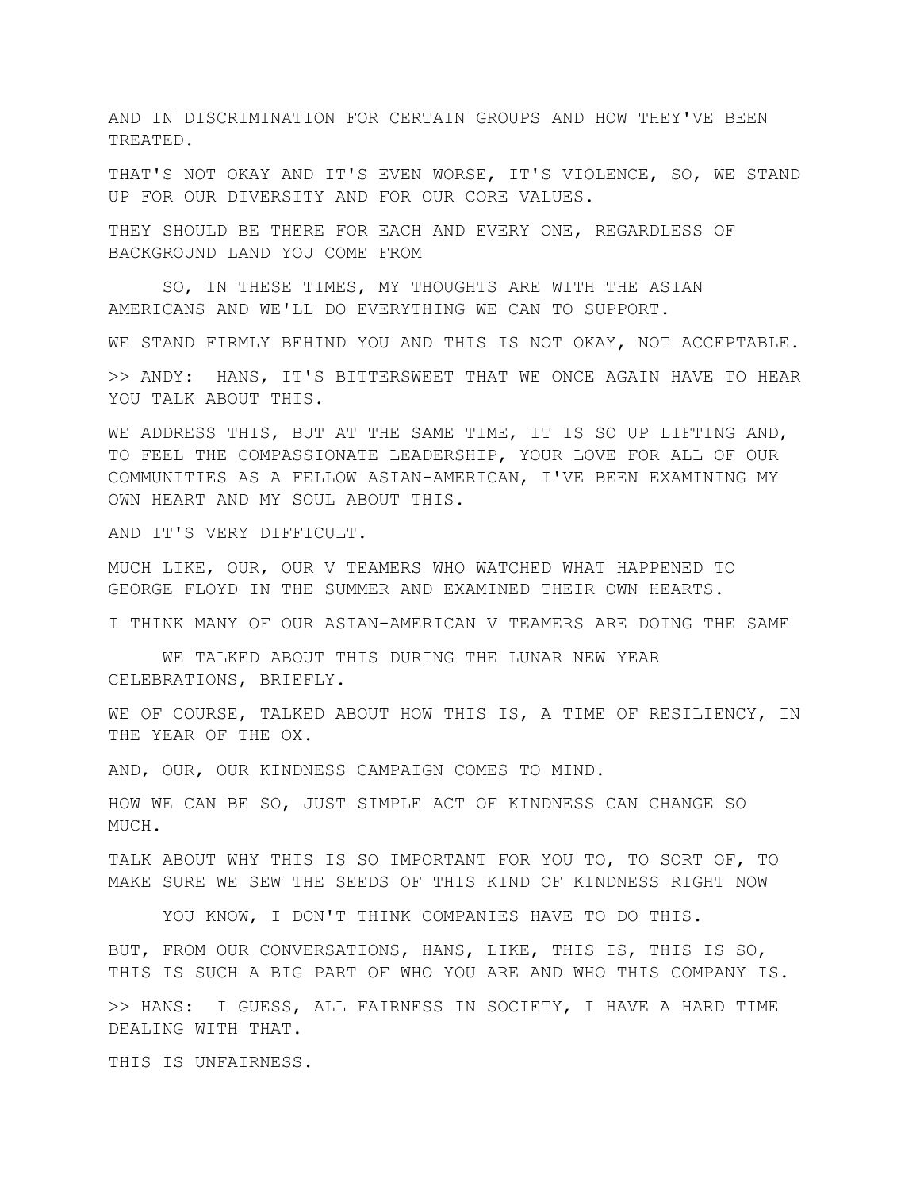AND IN DISCRIMINATION FOR CERTAIN GROUPS AND HOW THEY'VE BEEN TREATED.

THAT'S NOT OKAY AND IT'S EVEN WORSE, IT'S VIOLENCE, SO, WE STAND UP FOR OUR DIVERSITY AND FOR OUR CORE VALUES.

THEY SHOULD BE THERE FOR EACH AND EVERY ONE, REGARDLESS OF BACKGROUND LAND YOU COME FROM

SO, IN THESE TIMES, MY THOUGHTS ARE WITH THE ASIAN AMERICANS AND WE'LL DO EVERYTHING WE CAN TO SUPPORT.

WE STAND FIRMLY BEHIND YOU AND THIS IS NOT OKAY, NOT ACCEPTABLE.

>> ANDY:  HANS, IT'S BITTERSWEET THAT WE ONCE AGAIN HAVE TO HEAR YOU TALK ABOUT THIS.

WE ADDRESS THIS, BUT AT THE SAME TIME, IT IS SO UP LIFTING AND, TO FEEL THE COMPASSIONATE LEADERSHIP, YOUR LOVE FOR ALL OF OUR COMMUNITIES AS A FELLOW ASIAN-AMERICAN, I'VE BEEN EXAMINING MY OWN HEART AND MY SOUL ABOUT THIS.

AND IT'S VERY DIFFICULT.

MUCH LIKE, OUR, OUR V TEAMERS WHO WATCHED WHAT HAPPENED TO GEORGE FLOYD IN THE SUMMER AND EXAMINED THEIR OWN HEARTS.

I THINK MANY OF OUR ASIAN-AMERICAN V TEAMERS ARE DOING THE SAME

WE TALKED ABOUT THIS DURING THE LUNAR NEW YEAR CELEBRATIONS, BRIEFLY.

WE OF COURSE, TALKED ABOUT HOW THIS IS, A TIME OF RESILIENCY, IN THE YEAR OF THE OX.

AND, OUR, OUR KINDNESS CAMPAIGN COMES TO MIND.

HOW WE CAN BE SO, JUST SIMPLE ACT OF KINDNESS CAN CHANGE SO MUCH.

TALK ABOUT WHY THIS IS SO IMPORTANT FOR YOU TO, TO SORT OF, TO MAKE SURE WE SEW THE SEEDS OF THIS KIND OF KINDNESS RIGHT NOW

YOU KNOW, I DON'T THINK COMPANIES HAVE TO DO THIS.

BUT, FROM OUR CONVERSATIONS, HANS, LIKE, THIS IS, THIS IS SO, THIS IS SUCH A BIG PART OF WHO YOU ARE AND WHO THIS COMPANY IS.

>> HANS:  I GUESS, ALL FAIRNESS IN SOCIETY, I HAVE A HARD TIME DEALING WITH THAT.

THIS IS UNFAIRNESS.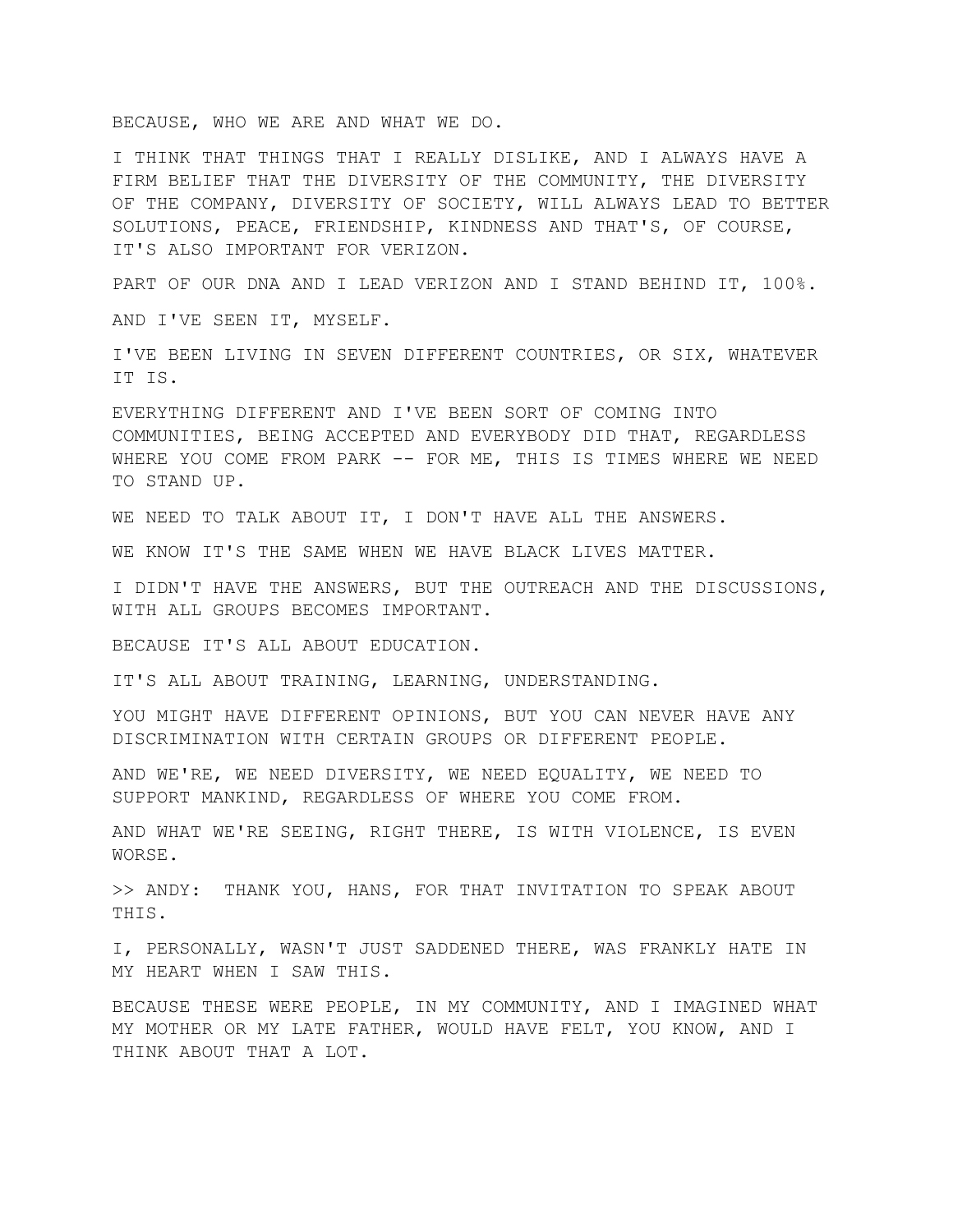BECAUSE, WHO WE ARE AND WHAT WE DO.

I THINK THAT THINGS THAT I REALLY DISLIKE, AND I ALWAYS HAVE A FIRM BELIEF THAT THE DIVERSITY OF THE COMMUNITY, THE DIVERSITY OF THE COMPANY, DIVERSITY OF SOCIETY, WILL ALWAYS LEAD TO BETTER SOLUTIONS, PEACE, FRIENDSHIP, KINDNESS AND THAT'S, OF COURSE, IT'S ALSO IMPORTANT FOR VERIZON.

PART OF OUR DNA AND I LEAD VERIZON AND I STAND BEHIND IT, 100%.

AND I'VE SEEN IT, MYSELF.

I'VE BEEN LIVING IN SEVEN DIFFERENT COUNTRIES, OR SIX, WHATEVER IT IS.

EVERYTHING DIFFERENT AND I'VE BEEN SORT OF COMING INTO COMMUNITIES, BEING ACCEPTED AND EVERYBODY DID THAT, REGARDLESS WHERE YOU COME FROM PARK -- FOR ME, THIS IS TIMES WHERE WE NEED TO STAND UP.

WE NEED TO TALK ABOUT IT, I DON'T HAVE ALL THE ANSWERS.

WE KNOW IT'S THE SAME WHEN WE HAVE BLACK LIVES MATTER.

I DIDN'T HAVE THE ANSWERS, BUT THE OUTREACH AND THE DISCUSSIONS, WITH ALL GROUPS BECOMES IMPORTANT.

BECAUSE IT'S ALL ABOUT EDUCATION.

IT'S ALL ABOUT TRAINING, LEARNING, UNDERSTANDING.

YOU MIGHT HAVE DIFFERENT OPINIONS, BUT YOU CAN NEVER HAVE ANY DISCRIMINATION WITH CERTAIN GROUPS OR DIFFERENT PEOPLE.

AND WE'RE, WE NEED DIVERSITY, WE NEED EQUALITY, WE NEED TO SUPPORT MANKIND, REGARDLESS OF WHERE YOU COME FROM.

AND WHAT WE'RE SEEING, RIGHT THERE, IS WITH VIOLENCE, IS EVEN WORSE.

>> ANDY: THANK YOU, HANS, FOR THAT INVITATION TO SPEAK ABOUT THIS.

I, PERSONALLY, WASN'T JUST SADDENED THERE, WAS FRANKLY HATE IN MY HEART WHEN I SAW THIS.

BECAUSE THESE WERE PEOPLE, IN MY COMMUNITY, AND I IMAGINED WHAT MY MOTHER OR MY LATE FATHER, WOULD HAVE FELT, YOU KNOW, AND I THINK ABOUT THAT A LOT.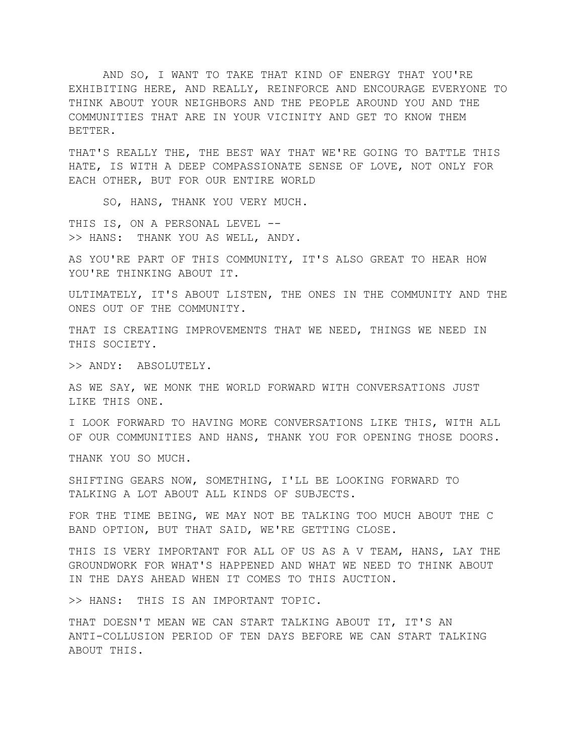AND SO, I WANT TO TAKE THAT KIND OF ENERGY THAT YOU'RE EXHIBITING HERE, AND REALLY, REINFORCE AND ENCOURAGE EVERYONE TO THINK ABOUT YOUR NEIGHBORS AND THE PEOPLE AROUND YOU AND THE COMMUNITIES THAT ARE IN YOUR VICINITY AND GET TO KNOW THEM BETTER.

THAT'S REALLY THE, THE BEST WAY THAT WE'RE GOING TO BATTLE THIS HATE, IS WITH A DEEP COMPASSIONATE SENSE OF LOVE, NOT ONLY FOR EACH OTHER, BUT FOR OUR ENTIRE WORLD

SO, HANS, THANK YOU VERY MUCH.

THIS IS, ON A PERSONAL LEVEL --
>> HANS: THANK YOU AS WELL, ANDY.

AS YOU'RE PART OF THIS COMMUNITY, IT'S ALSO GREAT TO HEAR HOW YOU'RE THINKING ABOUT IT.

ULTIMATELY, IT'S ABOUT LISTEN, THE ONES IN THE COMMUNITY AND THE ONES OUT OF THE COMMUNITY.

THAT IS CREATING IMPROVEMENTS THAT WE NEED, THINGS WE NEED IN THIS SOCIETY.

>> ANDY: ABSOLUTELY.

AS WE SAY, WE MONK THE WORLD FORWARD WITH CONVERSATIONS JUST LIKE THIS ONE.

I LOOK FORWARD TO HAVING MORE CONVERSATIONS LIKE THIS, WITH ALL OF OUR COMMUNITIES AND HANS, THANK YOU FOR OPENING THOSE DOORS.

THANK YOU SO MUCH.

SHIFTING GEARS NOW, SOMETHING, I'LL BE LOOKING FORWARD TO TALKING A LOT ABOUT ALL KINDS OF SUBJECTS.

FOR THE TIME BEING, WE MAY NOT BE TALKING TOO MUCH ABOUT THE C BAND OPTION, BUT THAT SAID, WE'RE GETTING CLOSE.

THIS IS VERY IMPORTANT FOR ALL OF US AS A V TEAM, HANS, LAY THE GROUNDWORK FOR WHAT'S HAPPENED AND WHAT WE NEED TO THINK ABOUT IN THE DAYS AHEAD WHEN IT COMES TO THIS AUCTION.

>> HANS: THIS IS AN IMPORTANT TOPIC.

THAT DOESN'T MEAN WE CAN START TALKING ABOUT IT, IT'S AN ANTI-COLLUSION PERIOD OF TEN DAYS BEFORE WE CAN START TALKING ABOUT THIS.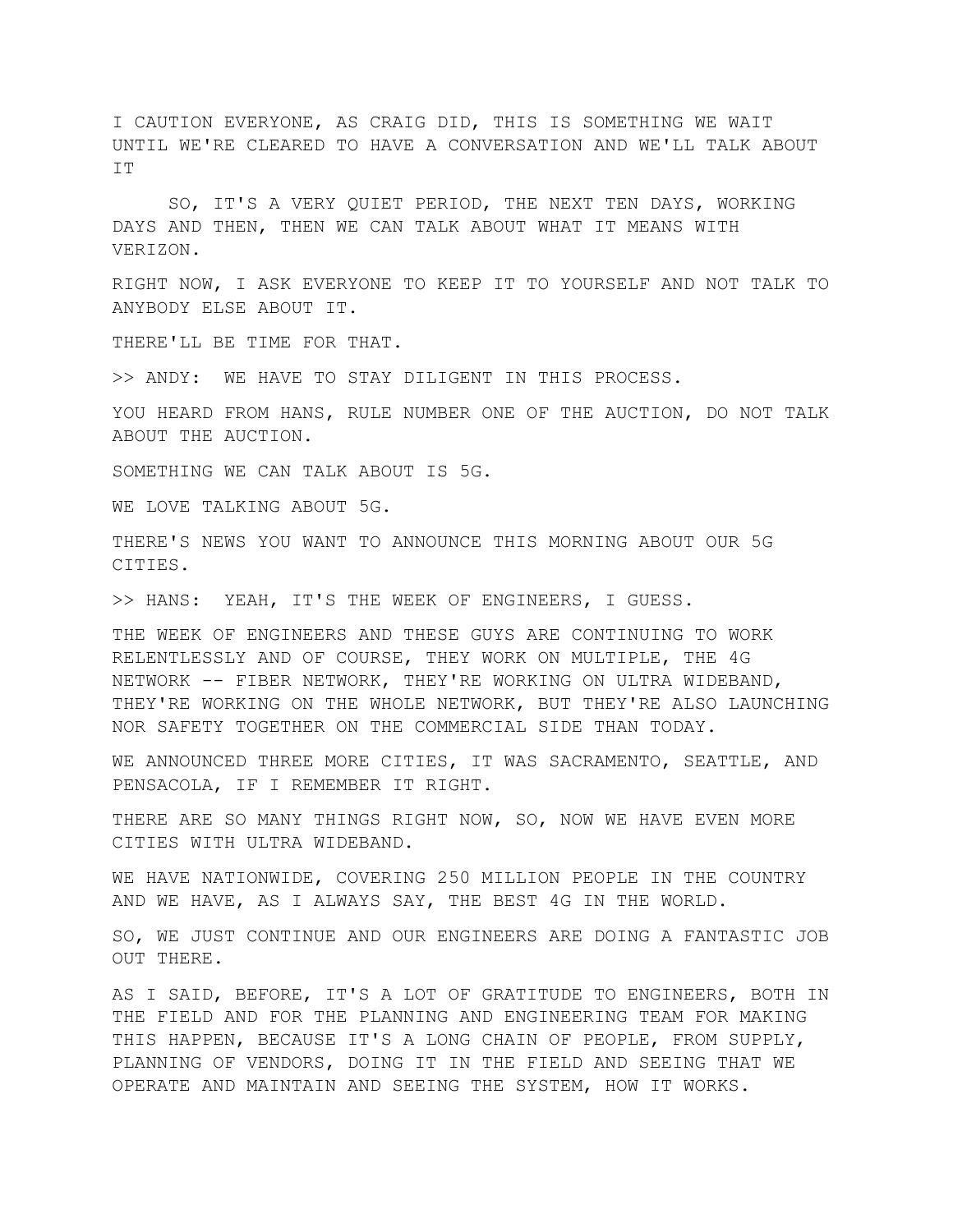I CAUTION EVERYONE, AS CRAIG DID, THIS IS SOMETHING WE WAIT UNTIL WE'RE CLEARED TO HAVE A CONVERSATION AND WE'LL TALK ABOUT IT

SO, IT'S A VERY QUIET PERIOD, THE NEXT TEN DAYS, WORKING DAYS AND THEN, THEN WE CAN TALK ABOUT WHAT IT MEANS WITH VERIZON.

RIGHT NOW, I ASK EVERYONE TO KEEP IT TO YOURSELF AND NOT TALK TO ANYBODY ELSE ABOUT IT.

THERE'LL BE TIME FOR THAT.

>> ANDY: WE HAVE TO STAY DILIGENT IN THIS PROCESS.

YOU HEARD FROM HANS, RULE NUMBER ONE OF THE AUCTION, DO NOT TALK ABOUT THE AUCTION.

SOMETHING WE CAN TALK ABOUT IS 5G.

WE LOVE TALKING ABOUT 5G.

THERE'S NEWS YOU WANT TO ANNOUNCE THIS MORNING ABOUT OUR 5G CITIES.

>> HANS: YEAH, IT'S THE WEEK OF ENGINEERS, I GUESS.

THE WEEK OF ENGINEERS AND THESE GUYS ARE CONTINUING TO WORK RELENTLESSLY AND OF COURSE, THEY WORK ON MULTIPLE, THE 4G NETWORK -- FIBER NETWORK, THEY'RE WORKING ON ULTRA WIDEBAND, THEY'RE WORKING ON THE WHOLE NETWORK, BUT THEY'RE ALSO LAUNCHING NOR SAFETY TOGETHER ON THE COMMERCIAL SIDE THAN TODAY.

WE ANNOUNCED THREE MORE CITIES, IT WAS SACRAMENTO, SEATTLE, AND PENSACOLA, IF I REMEMBER IT RIGHT.

THERE ARE SO MANY THINGS RIGHT NOW, SO, NOW WE HAVE EVEN MORE CITIES WITH ULTRA WIDEBAND.

WE HAVE NATIONWIDE, COVERING 250 MILLION PEOPLE IN THE COUNTRY AND WE HAVE, AS I ALWAYS SAY, THE BEST 4G IN THE WORLD.

SO, WE JUST CONTINUE AND OUR ENGINEERS ARE DOING A FANTASTIC JOB OUT THERE.

AS I SAID, BEFORE, IT'S A LOT OF GRATITUDE TO ENGINEERS, BOTH IN THE FIELD AND FOR THE PLANNING AND ENGINEERING TEAM FOR MAKING THIS HAPPEN, BECAUSE IT'S A LONG CHAIN OF PEOPLE, FROM SUPPLY, PLANNING OF VENDORS, DOING IT IN THE FIELD AND SEEING THAT WE OPERATE AND MAINTAIN AND SEEING THE SYSTEM, HOW IT WORKS.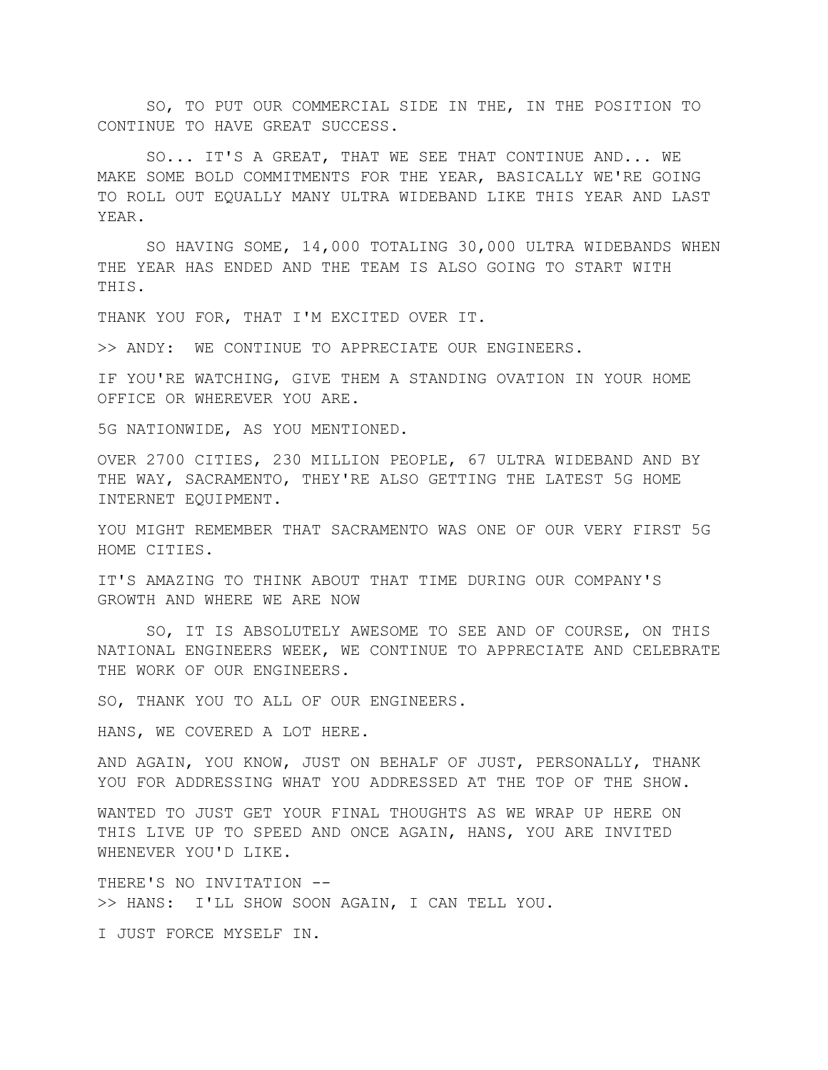SO, TO PUT OUR COMMERCIAL SIDE IN THE, IN THE POSITION TO CONTINUE TO HAVE GREAT SUCCESS.

SO... IT'S A GREAT, THAT WE SEE THAT CONTINUE AND... WE MAKE SOME BOLD COMMITMENTS FOR THE YEAR, BASICALLY WE'RE GOING TO ROLL OUT EQUALLY MANY ULTRA WIDEBAND LIKE THIS YEAR AND LAST YEAR.

SO HAVING SOME, 14,000 TOTALING 30,000 ULTRA WIDEBANDS WHEN THE YEAR HAS ENDED AND THE TEAM IS ALSO GOING TO START WITH THIS.

THANK YOU FOR, THAT I'M EXCITED OVER IT.

>> ANDY: WE CONTINUE TO APPRECIATE OUR ENGINEERS.

IF YOU'RE WATCHING, GIVE THEM A STANDING OVATION IN YOUR HOME OFFICE OR WHEREVER YOU ARE.

5G NATIONWIDE, AS YOU MENTIONED.

OVER 2700 CITIES, 230 MILLION PEOPLE, 67 ULTRA WIDEBAND AND BY THE WAY, SACRAMENTO, THEY'RE ALSO GETTING THE LATEST 5G HOME INTERNET EQUIPMENT.

YOU MIGHT REMEMBER THAT SACRAMENTO WAS ONE OF OUR VERY FIRST 5G HOME CITIES.

IT'S AMAZING TO THINK ABOUT THAT TIME DURING OUR COMPANY'S GROWTH AND WHERE WE ARE NOW

SO, IT IS ABSOLUTELY AWESOME TO SEE AND OF COURSE, ON THIS NATIONAL ENGINEERS WEEK, WE CONTINUE TO APPRECIATE AND CELEBRATE THE WORK OF OUR ENGINEERS.

SO, THANK YOU TO ALL OF OUR ENGINEERS.

HANS, WE COVERED A LOT HERE.

AND AGAIN, YOU KNOW, JUST ON BEHALF OF JUST, PERSONALLY, THANK YOU FOR ADDRESSING WHAT YOU ADDRESSED AT THE TOP OF THE SHOW.

WANTED TO JUST GET YOUR FINAL THOUGHTS AS WE WRAP UP HERE ON THIS LIVE UP TO SPEED AND ONCE AGAIN, HANS, YOU ARE INVITED WHENEVER YOU'D LIKE.

THERE'S NO INVITATION --
>> HANS: I'LL SHOW SOON AGAIN, I CAN TELL YOU.

I JUST FORCE MYSELF IN.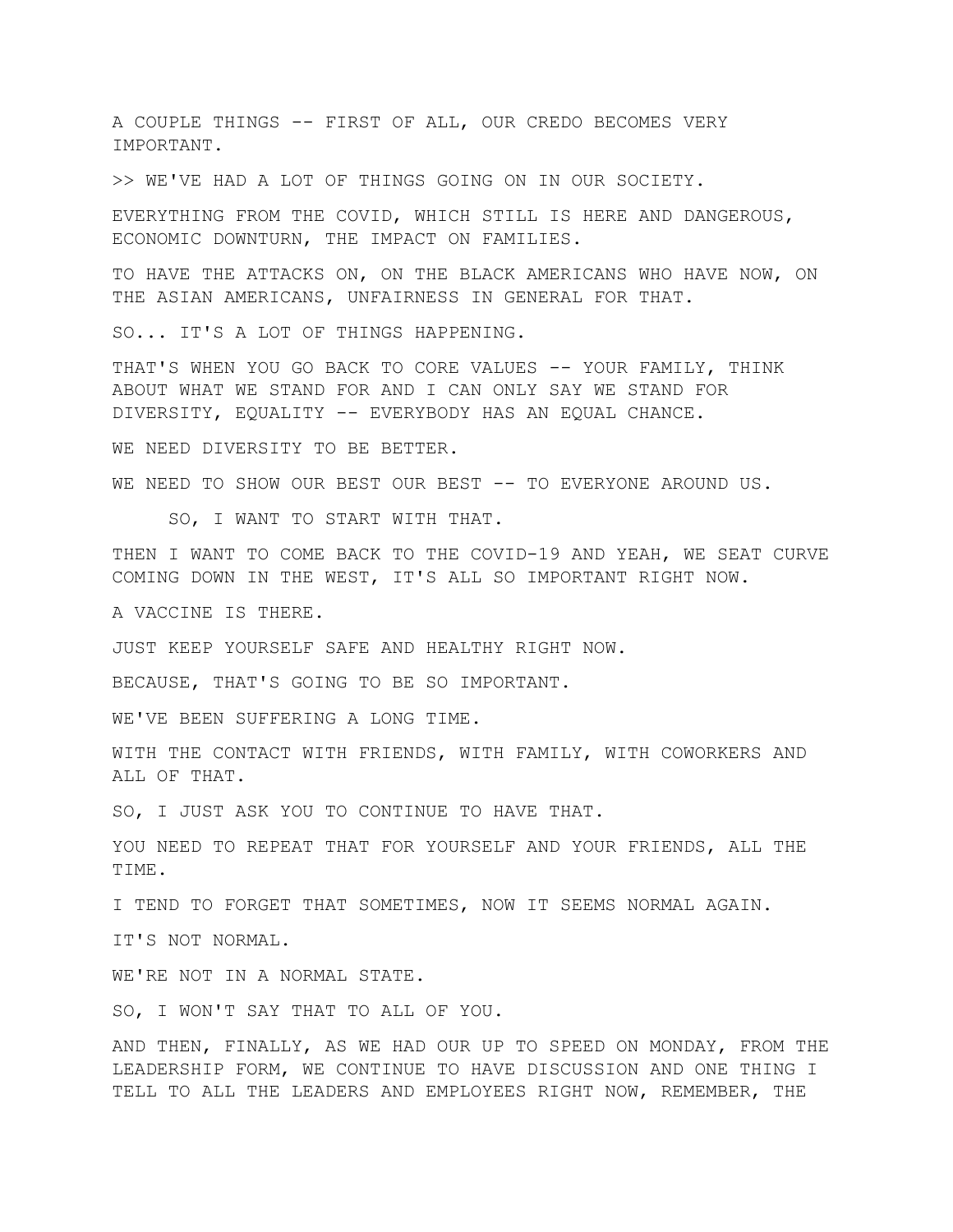A COUPLE THINGS -- FIRST OF ALL, OUR CREDO BECOMES VERY IMPORTANT.

>> WE'VE HAD A LOT OF THINGS GOING ON IN OUR SOCIETY.

EVERYTHING FROM THE COVID, WHICH STILL IS HERE AND DANGEROUS, ECONOMIC DOWNTURN, THE IMPACT ON FAMILIES.

TO HAVE THE ATTACKS ON, ON THE BLACK AMERICANS WHO HAVE NOW, ON THE ASIAN AMERICANS, UNFAIRNESS IN GENERAL FOR THAT.

SO... IT'S A LOT OF THINGS HAPPENING.

THAT'S WHEN YOU GO BACK TO CORE VALUES -- YOUR FAMILY, THINK ABOUT WHAT WE STAND FOR AND I CAN ONLY SAY WE STAND FOR DIVERSITY, EQUALITY -- EVERYBODY HAS AN EQUAL CHANCE.

WE NEED DIVERSITY TO BE BETTER.

WE NEED TO SHOW OUR BEST OUR BEST -- TO EVERYONE AROUND US.

SO, I WANT TO START WITH THAT.

THEN I WANT TO COME BACK TO THE COVID-19 AND YEAH, WE SEAT CURVE COMING DOWN IN THE WEST, IT'S ALL SO IMPORTANT RIGHT NOW.

A VACCINE IS THERE.

JUST KEEP YOURSELF SAFE AND HEALTHY RIGHT NOW.

BECAUSE, THAT'S GOING TO BE SO IMPORTANT.

WE'VE BEEN SUFFERING A LONG TIME.

WITH THE CONTACT WITH FRIENDS, WITH FAMILY, WITH COWORKERS AND ALL OF THAT.

SO, I JUST ASK YOU TO CONTINUE TO HAVE THAT.

YOU NEED TO REPEAT THAT FOR YOURSELF AND YOUR FRIENDS, ALL THE TIME.

I TEND TO FORGET THAT SOMETIMES, NOW IT SEEMS NORMAL AGAIN.

IT'S NOT NORMAL.

WE'RE NOT IN A NORMAL STATE.

SO, I WON'T SAY THAT TO ALL OF YOU.

AND THEN, FINALLY, AS WE HAD OUR UP TO SPEED ON MONDAY, FROM THE LEADERSHIP FORM, WE CONTINUE TO HAVE DISCUSSION AND ONE THING I TELL TO ALL THE LEADERS AND EMPLOYEES RIGHT NOW, REMEMBER, THE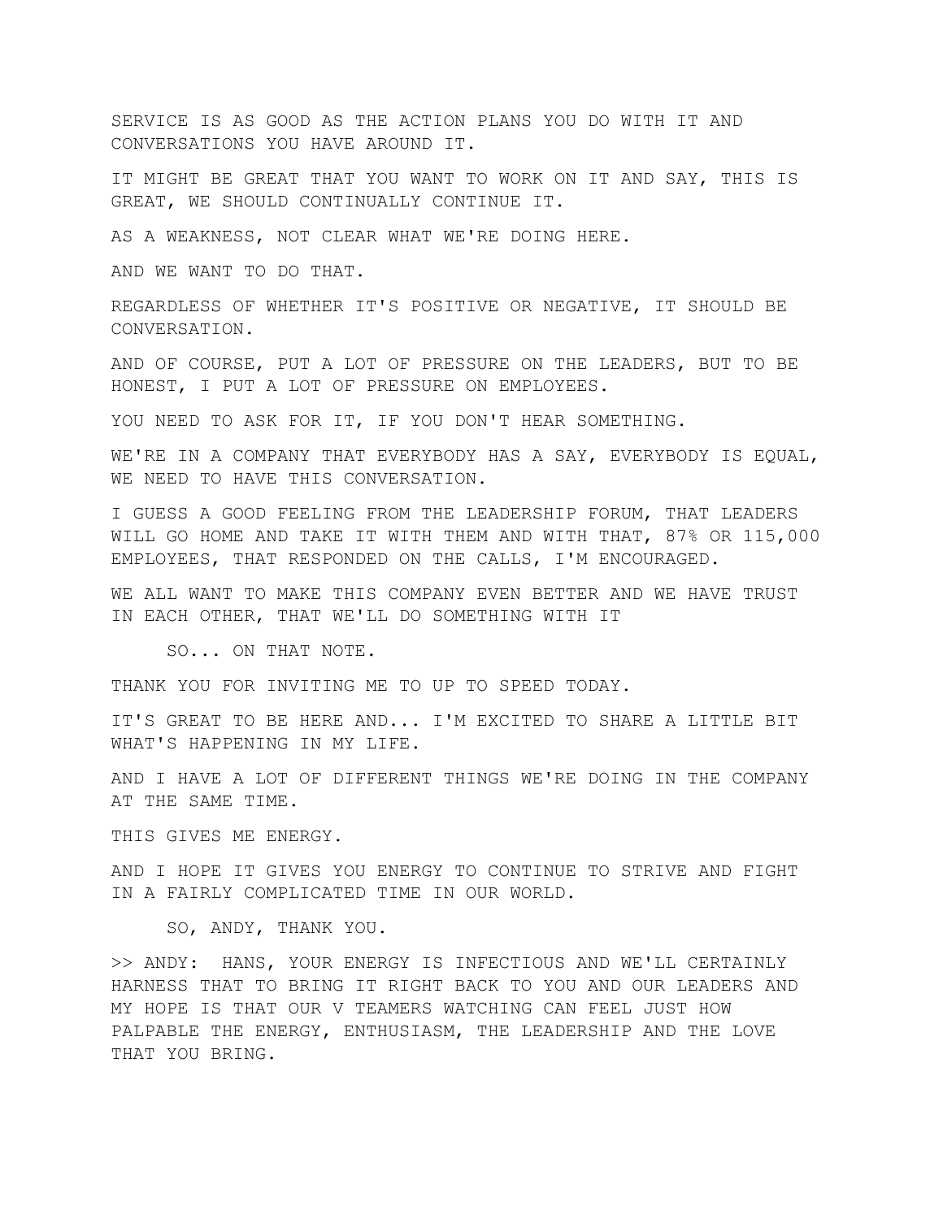SERVICE IS AS GOOD AS THE ACTION PLANS YOU DO WITH IT AND CONVERSATIONS YOU HAVE AROUND IT.

IT MIGHT BE GREAT THAT YOU WANT TO WORK ON IT AND SAY, THIS IS GREAT, WE SHOULD CONTINUALLY CONTINUE IT.

AS A WEAKNESS, NOT CLEAR WHAT WE'RE DOING HERE.

AND WE WANT TO DO THAT.

REGARDLESS OF WHETHER IT'S POSITIVE OR NEGATIVE, IT SHOULD BE CONVERSATION.

AND OF COURSE, PUT A LOT OF PRESSURE ON THE LEADERS, BUT TO BE HONEST, I PUT A LOT OF PRESSURE ON EMPLOYEES.

YOU NEED TO ASK FOR IT, IF YOU DON'T HEAR SOMETHING.

WE'RE IN A COMPANY THAT EVERYBODY HAS A SAY, EVERYBODY IS EQUAL, WE NEED TO HAVE THIS CONVERSATION.

I GUESS A GOOD FEELING FROM THE LEADERSHIP FORUM, THAT LEADERS WILL GO HOME AND TAKE IT WITH THEM AND WITH THAT, 87% OR 115,000 EMPLOYEES, THAT RESPONDED ON THE CALLS, I'M ENCOURAGED.

WE ALL WANT TO MAKE THIS COMPANY EVEN BETTER AND WE HAVE TRUST IN EACH OTHER, THAT WE'LL DO SOMETHING WITH IT

SO... ON THAT NOTE.

THANK YOU FOR INVITING ME TO UP TO SPEED TODAY.

IT'S GREAT TO BE HERE AND... I'M EXCITED TO SHARE A LITTLE BIT WHAT'S HAPPENING IN MY LIFE.

AND I HAVE A LOT OF DIFFERENT THINGS WE'RE DOING IN THE COMPANY AT THE SAME TIME.

THIS GIVES ME ENERGY.

AND I HOPE IT GIVES YOU ENERGY TO CONTINUE TO STRIVE AND FIGHT IN A FAIRLY COMPLICATED TIME IN OUR WORLD.

SO, ANDY, THANK YOU.

>> ANDY: HANS, YOUR ENERGY IS INFECTIOUS AND WE'LL CERTAINLY HARNESS THAT TO BRING IT RIGHT BACK TO YOU AND OUR LEADERS AND MY HOPE IS THAT OUR V TEAMERS WATCHING CAN FEEL JUST HOW PALPABLE THE ENERGY, ENTHUSIASM, THE LEADERSHIP AND THE LOVE THAT YOU BRING.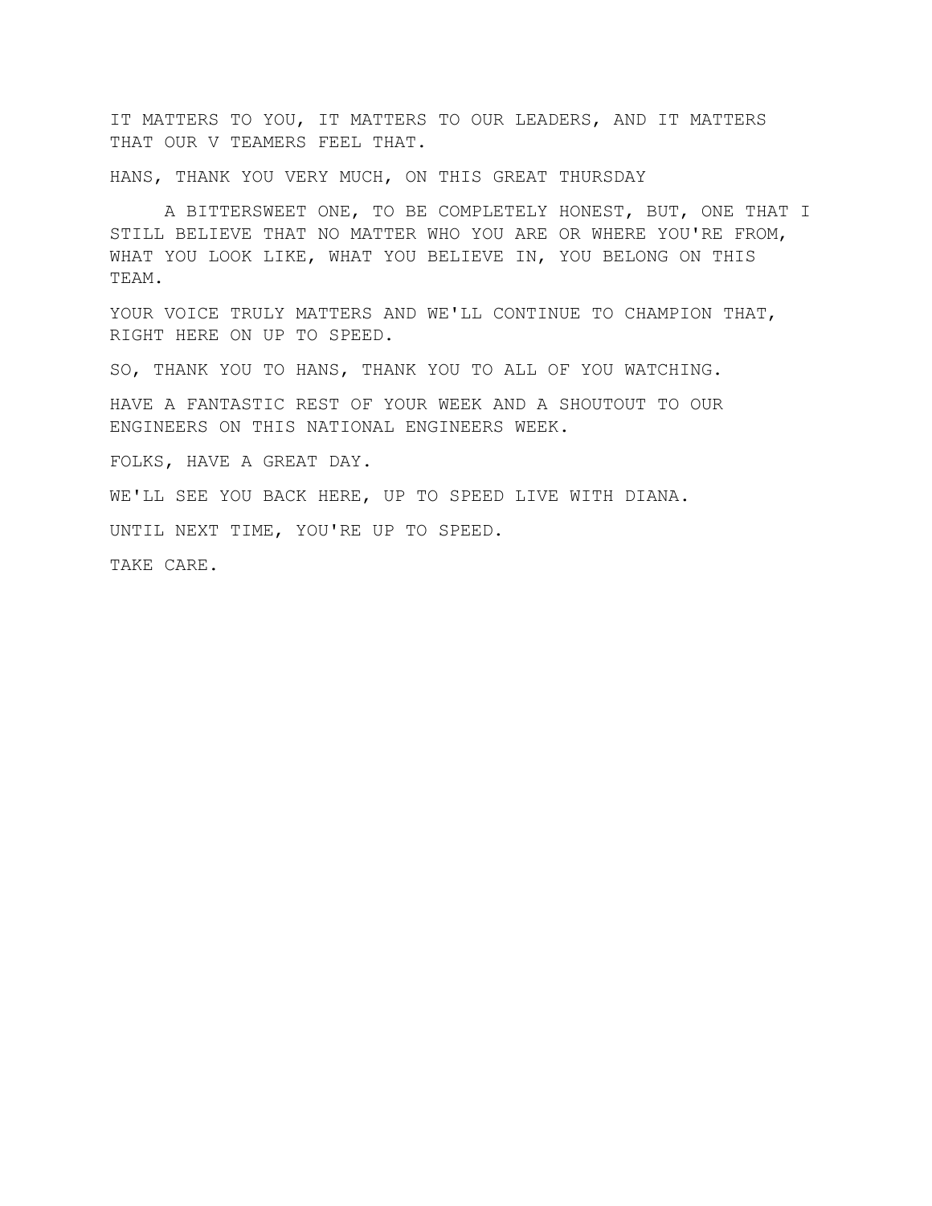IT MATTERS TO YOU, IT MATTERS TO OUR LEADERS, AND IT MATTERS THAT OUR V TEAMERS FEEL THAT.

HANS, THANK YOU VERY MUCH, ON THIS GREAT THURSDAY

A BITTERSWEET ONE, TO BE COMPLETELY HONEST, BUT, ONE THAT I STILL BELIEVE THAT NO MATTER WHO YOU ARE OR WHERE YOU'RE FROM, WHAT YOU LOOK LIKE, WHAT YOU BELIEVE IN, YOU BELONG ON THIS TEAM.

YOUR VOICE TRULY MATTERS AND WE'LL CONTINUE TO CHAMPION THAT, RIGHT HERE ON UP TO SPEED.

SO, THANK YOU TO HANS, THANK YOU TO ALL OF YOU WATCHING.

HAVE A FANTASTIC REST OF YOUR WEEK AND A SHOUTOUT TO OUR ENGINEERS ON THIS NATIONAL ENGINEERS WEEK.

FOLKS, HAVE A GREAT DAY.

WE'LL SEE YOU BACK HERE, UP TO SPEED LIVE WITH DIANA.

UNTIL NEXT TIME, YOU'RE UP TO SPEED.

TAKE CARE.